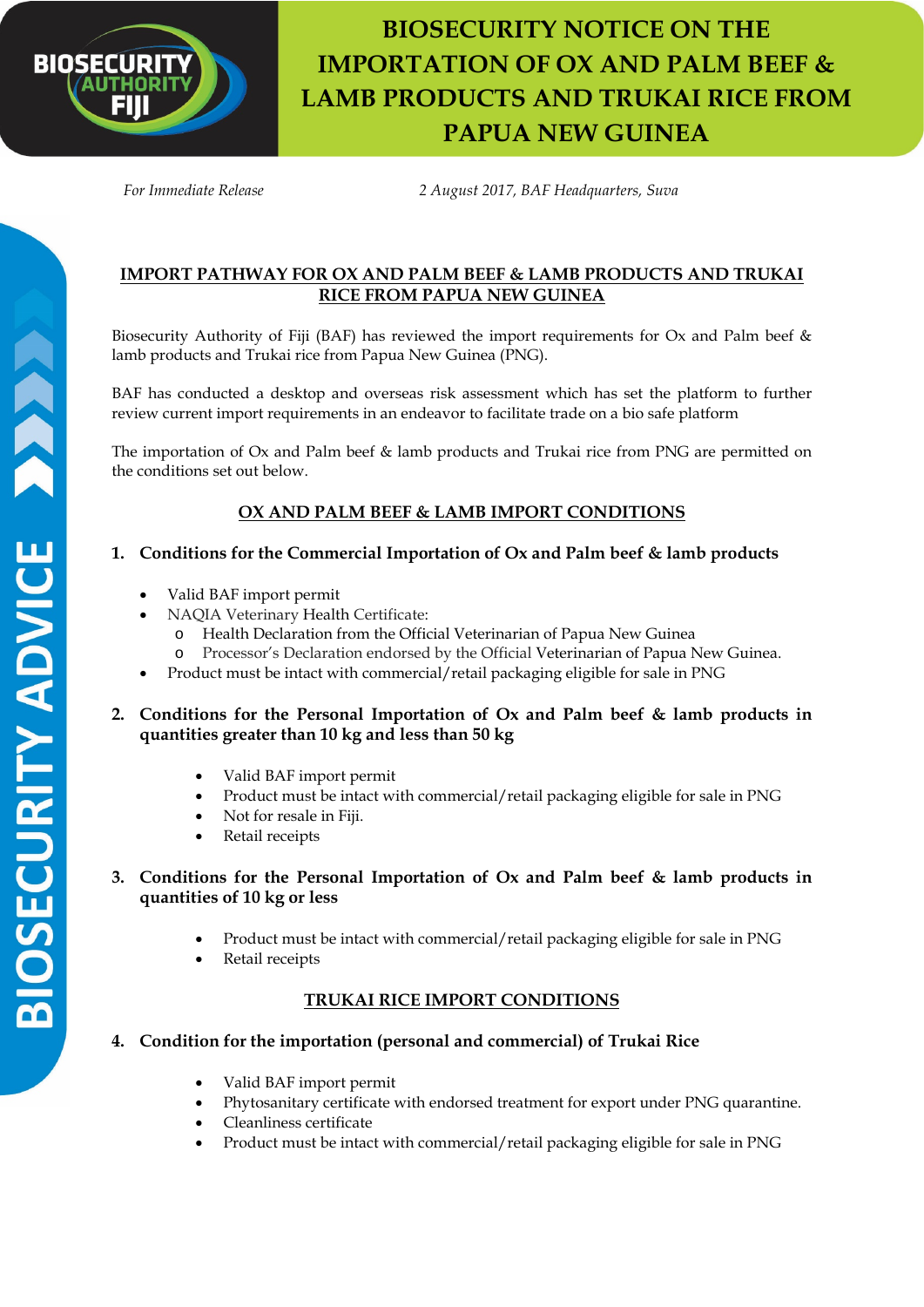# BIOSECURITY NOTICE ON THE IMPORTATION OF OX AND PALM BEEF & LAMB PRODUCTS AND TRUKAI RICE FROM PAPUA NEW GUINEA

*For Immediate Release* *2 August 2017, BAF Headquarters, Suva*

## IMPORT PATHWAY FOR OX AND PALM BEEF & LAMB PRODUCTS AND TRUKAI RICE FROM PAPUA NEW GUINEA

Biosecurity Authority of Fiji (BAF) has reviewed the import requirements for Ox and Palm beef & lamb products and Trukai rice from Papua New Guinea (PNG).

BAF has conducted a desktop and overseas risk assessment which has set the platform to further review current import requirements in an endeavor to facilitate trade on a bio safe platform

The importation of Ox and Palm beef & lamb products and Trukai rice from PNG are permitted on the conditions set out below.

## OX AND PALM BEEF & LAMB IMPORT CONDITIONS

### 1. Conditions for the Commercial Importation of Ox and Palm beef & lamb products

- Valid BAF import permit
- NAQIA Veterinary Health Certificate:
  - Health Declaration from the Official Veterinarian of Papua New Guinea
  - Processor's Declaration endorsed by the Official Veterinarian of Papua New Guinea.
- Product must be intact with commercial/retail packaging eligible for sale in PNG

### 2. Conditions for the Personal Importation of Ox and Palm beef & lamb products in quantities greater than 10 kg and less than 50 kg

- Valid BAF import permit
- Product must be intact with commercial/retail packaging eligible for sale in PNG
- Not for resale in Fiji.
- Retail receipts

### 3. Conditions for the Personal Importation of Ox and Palm beef & lamb products in quantities of 10 kg or less

- Product must be intact with commercial/retail packaging eligible for sale in PNG
- Retail receipts

## TRUKAI RICE IMPORT CONDITIONS

### 4. Condition for the importation (personal and commercial) of Trukai Rice

- Valid BAF import permit
- Phytosanitary certificate with endorsed treatment for export under PNG quarantine.
- Cleanliness certificate
- Product must be intact with commercial/retail packaging eligible for sale in PNG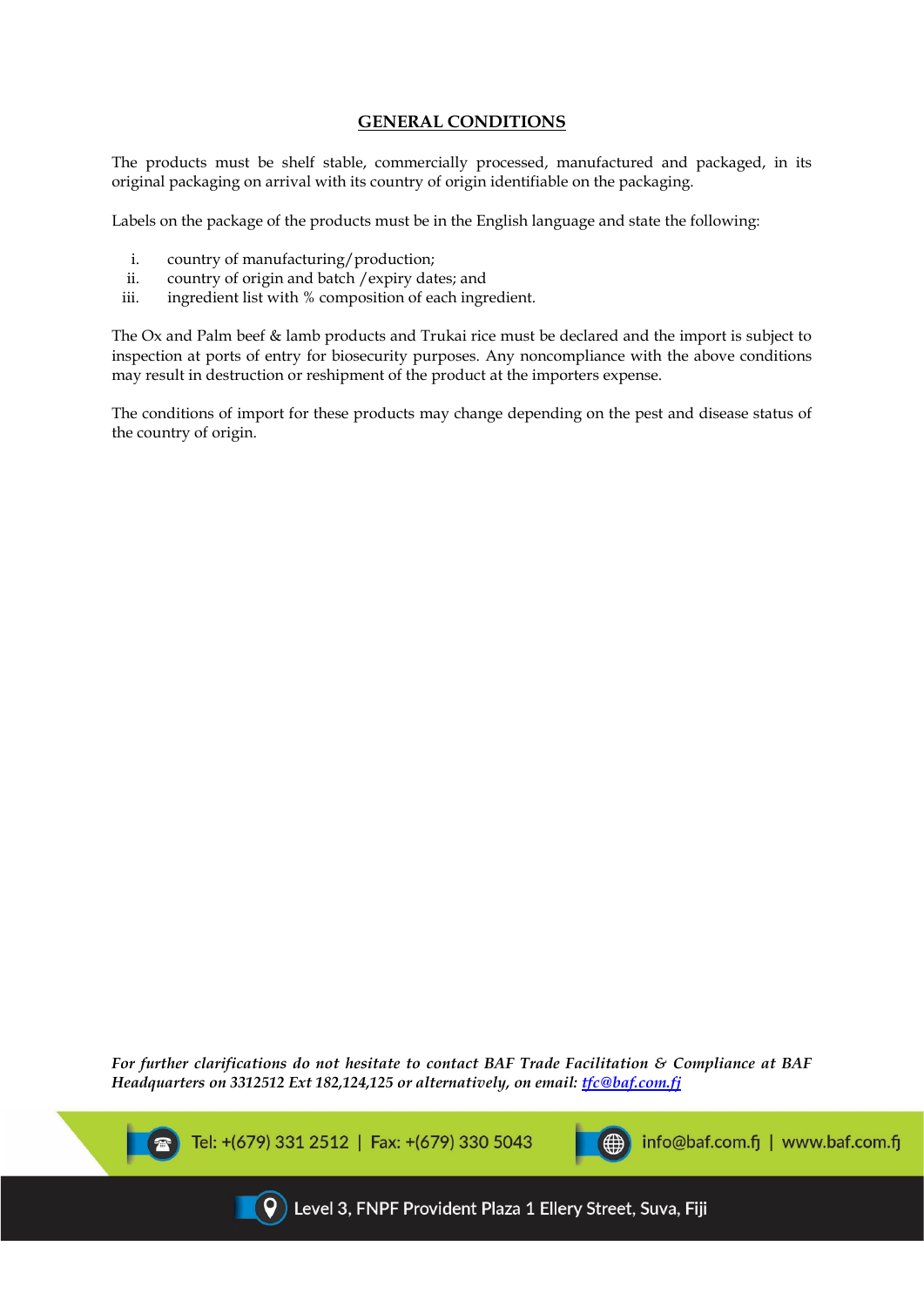## GENERAL CONDITIONS

The products must be shelf stable, commercially processed, manufactured and packaged, in its original packaging on arrival with its country of origin identifiable on the packaging.

Labels on the package of the products must be in the English language and state the following:

i. country of manufacturing/production;
ii. country of origin and batch /expiry dates; and
iii. ingredient list with % composition of each ingredient.

The Ox and Palm beef & lamb products and Trukai rice must be declared and the import is subject to inspection at ports of entry for biosecurity purposes. Any noncompliance with the above conditions may result in destruction or reshipment of the product at the importers expense.

The conditions of import for these products may change depending on the pest and disease status of the country of origin.

***For further clarifications do not hesitate to contact BAF Trade Facilitation & Compliance at BAF Headquarters on 3312512 Ext 182,124,125 or alternatively, on email: tfc@baf.com.fj***

Tel: +(679) 331 2512 | Fax: +(679) 330 5043

info@baf.com.fj | www.baf.com.fj

Level 3, FNPF Provident Plaza 1 Ellery Street, Suva, Fiji